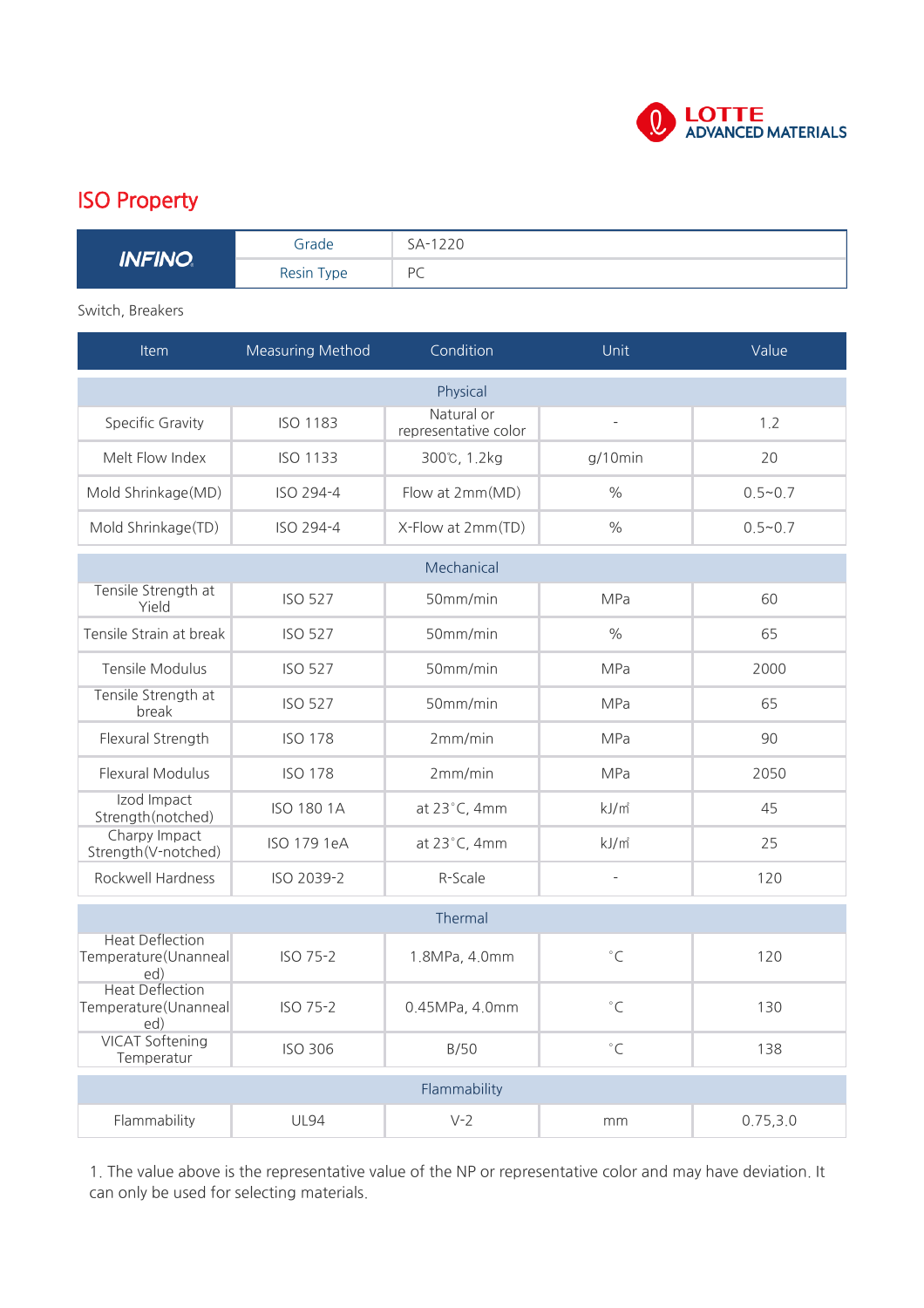LOTTE ADVANCED MATERIALS

## ISO Property

| INFINO | Grade | SA-1220 |
|---|---|---|
| | Resin Type | PC |

Switch, Breakers

| Item | Measuring Method | Condition | Unit | Value |
|---|---|---|---|---|
| Physical | | | | |
| Specific Gravity | ISO 1183 | Natural or representative color | - | 1.2 |
| Melt Flow Index | ISO 1133 | 300℃, 1.2kg | g/10min | 20 |
| Mold Shrinkage(MD) | ISO 294-4 | Flow at 2mm(MD) | % | 0.5~0.7 |
| Mold Shrinkage(TD) | ISO 294-4 | X-Flow at 2mm(TD) | % | 0.5~0.7 |
| Mechanical | | | | |
| Tensile Strength at Yield | ISO 527 | 50mm/min | MPa | 60 |
| Tensile Strain at break | ISO 527 | 50mm/min | % | 65 |
| Tensile Modulus | ISO 527 | 50mm/min | MPa | 2000 |
| Tensile Strength at break | ISO 527 | 50mm/min | MPa | 65 |
| Flexural Strength | ISO 178 | 2mm/min | MPa | 90 |
| Flexural Modulus | ISO 178 | 2mm/min | MPa | 2050 |
| Izod Impact Strength(notched) | ISO 180 1A | at 23°C, 4mm | kJ/㎡ | 45 |
| Charpy Impact Strength(V-notched) | ISO 179 1eA | at 23°C, 4mm | kJ/㎡ | 25 |
| Rockwell Hardness | ISO 2039-2 | R-Scale | - | 120 |
| Thermal | | | | |
| Heat Deflection Temperature(Unannealed) | ISO 75-2 | 1.8MPa, 4.0mm | °C | 120 |
| Heat Deflection Temperature(Unannealed) | ISO 75-2 | 0.45MPa, 4.0mm | °C | 130 |
| VICAT Softening Temperatur | ISO 306 | B/50 | °C | 138 |
| Flammability | | | | |
| Flammability | UL94 | V-2 | mm | 0.75,3.0 |

1. The value above is the representative value of the NP or representative color and may have deviation. It can only be used for selecting materials.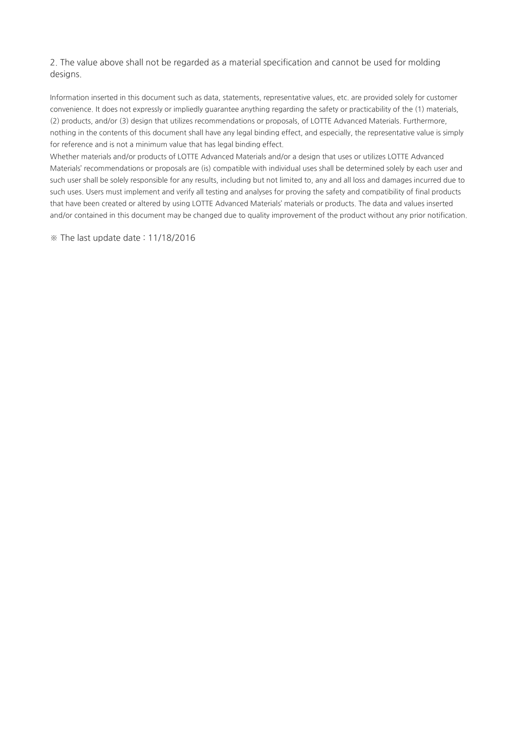2. The value above shall not be regarded as a material specification and cannot be used for molding designs.

Information inserted in this document such as data, statements, representative values, etc. are provided solely for customer convenience. It does not expressly or impliedly guarantee anything regarding the safety or practicability of the (1) materials, (2) products, and/or (3) design that utilizes recommendations or proposals, of LOTTE Advanced Materials. Furthermore, nothing in the contents of this document shall have any legal binding effect, and especially, the representative value is simply for reference and is not a minimum value that has legal binding effect.
Whether materials and/or products of LOTTE Advanced Materials and/or a design that uses or utilizes LOTTE Advanced Materials' recommendations or proposals are (is) compatible with individual uses shall be determined solely by each user and such user shall be solely responsible for any results, including but not limited to, any and all loss and damages incurred due to such uses. Users must implement and verify all testing and analyses for proving the safety and compatibility of final products that have been created or altered by using LOTTE Advanced Materials' materials or products. The data and values inserted and/or contained in this document may be changed due to quality improvement of the product without any prior notification.

※ The last update date : 11/18/2016